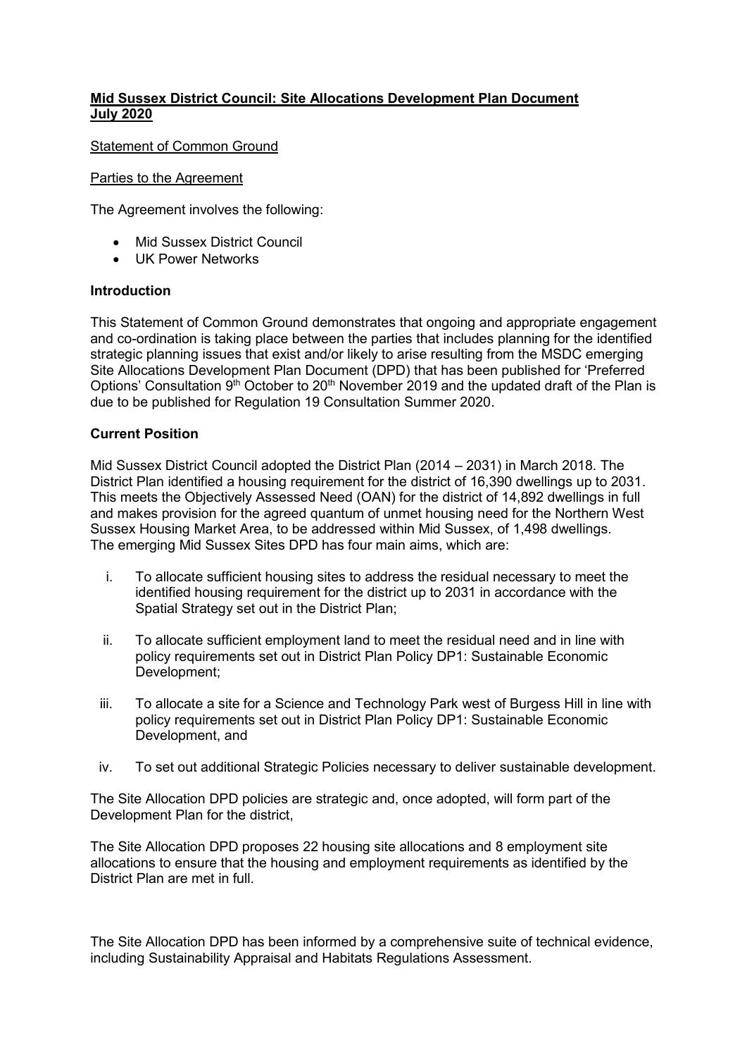# Mid Sussex District Council: Site Allocations Development Plan Document July 2020

Statement of Common Ground

Parties to the Agreement

The Agreement involves the following:

- Mid Sussex District Council
- UK Power Networks

## Introduction

This Statement of Common Ground demonstrates that ongoing and appropriate engagement and co-ordination is taking place between the parties that includes planning for the identified strategic planning issues that exist and/or likely to arise resulting from the MSDC emerging Site Allocations Development Plan Document (DPD) that has been published for 'Preferred Options' Consultation 9th October to 20th November 2019 and the updated draft of the Plan is due to be published for Regulation 19 Consultation Summer 2020.

## Current Position

Mid Sussex District Council adopted the District Plan (2014 – 2031) in March 2018. The District Plan identified a housing requirement for the district of 16,390 dwellings up to 2031. This meets the Objectively Assessed Need (OAN) for the district of 14,892 dwellings in full and makes provision for the agreed quantum of unmet housing need for the Northern West Sussex Housing Market Area, to be addressed within Mid Sussex, of 1,498 dwellings. The emerging Mid Sussex Sites DPD has four main aims, which are:

i. To allocate sufficient housing sites to address the residual necessary to meet the identified housing requirement for the district up to 2031 in accordance with the Spatial Strategy set out in the District Plan;

ii. To allocate sufficient employment land to meet the residual need and in line with policy requirements set out in District Plan Policy DP1: Sustainable Economic Development;

iii. To allocate a site for a Science and Technology Park west of Burgess Hill in line with policy requirements set out in District Plan Policy DP1: Sustainable Economic Development, and

iv. To set out additional Strategic Policies necessary to deliver sustainable development.

The Site Allocation DPD policies are strategic and, once adopted, will form part of the Development Plan for the district,

The Site Allocation DPD proposes 22 housing site allocations and 8 employment site allocations to ensure that the housing and employment requirements as identified by the District Plan are met in full.

The Site Allocation DPD has been informed by a comprehensive suite of technical evidence, including Sustainability Appraisal and Habitats Regulations Assessment.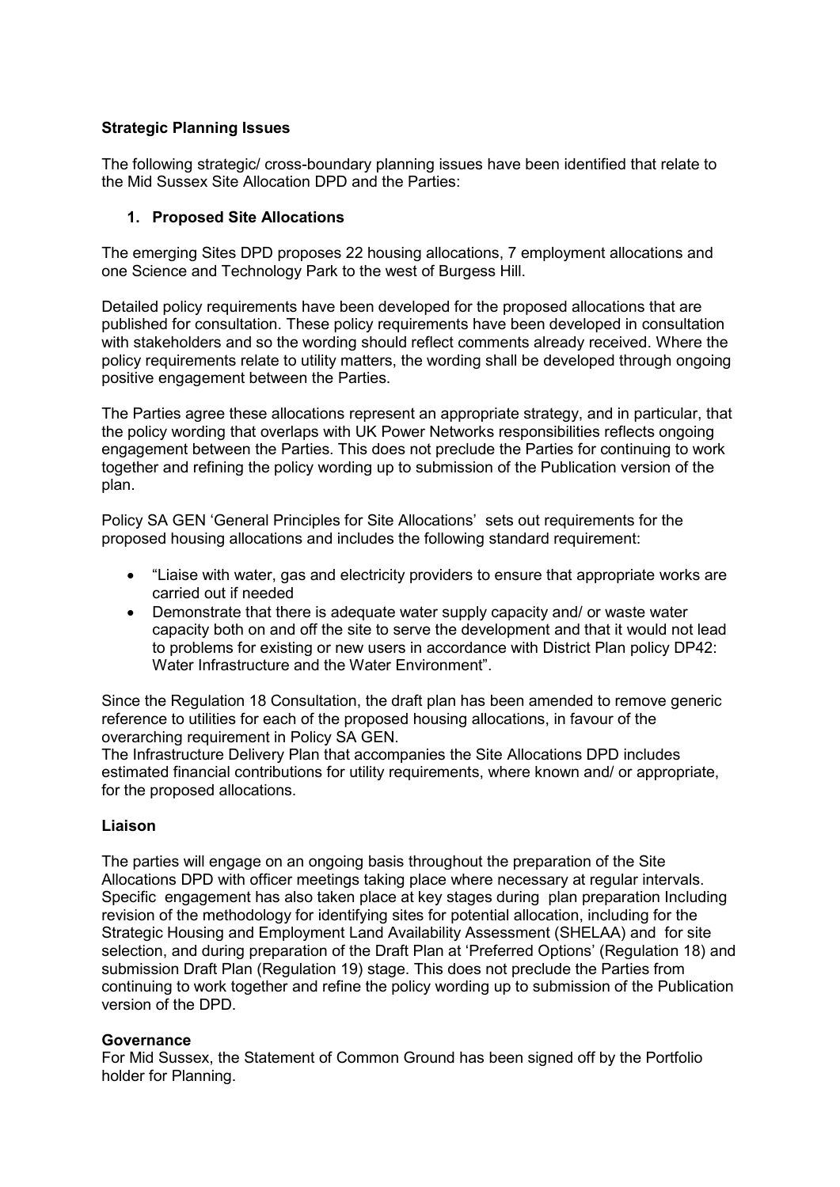## Strategic Planning Issues

The following strategic/ cross-boundary planning issues have been identified that relate to the Mid Sussex Site Allocation DPD and the Parties:

### 1. Proposed Site Allocations

The emerging Sites DPD proposes 22 housing allocations, 7 employment allocations and one Science and Technology Park to the west of Burgess Hill.

Detailed policy requirements have been developed for the proposed allocations that are published for consultation. These policy requirements have been developed in consultation with stakeholders and so the wording should reflect comments already received. Where the policy requirements relate to utility matters, the wording shall be developed through ongoing positive engagement between the Parties.

The Parties agree these allocations represent an appropriate strategy, and in particular, that the policy wording that overlaps with UK Power Networks responsibilities reflects ongoing engagement between the Parties. This does not preclude the Parties for continuing to work together and refining the policy wording up to submission of the Publication version of the plan.

Policy SA GEN 'General Principles for Site Allocations' sets out requirements for the proposed housing allocations and includes the following standard requirement:

- "Liaise with water, gas and electricity providers to ensure that appropriate works are carried out if needed
- Demonstrate that there is adequate water supply capacity and/ or waste water capacity both on and off the site to serve the development and that it would not lead to problems for existing or new users in accordance with District Plan policy DP42: Water Infrastructure and the Water Environment".

Since the Regulation 18 Consultation, the draft plan has been amended to remove generic reference to utilities for each of the proposed housing allocations, in favour of the overarching requirement in Policy SA GEN.
The Infrastructure Delivery Plan that accompanies the Site Allocations DPD includes estimated financial contributions for utility requirements, where known and/ or appropriate, for the proposed allocations.

### Liaison

The parties will engage on an ongoing basis throughout the preparation of the Site Allocations DPD with officer meetings taking place where necessary at regular intervals. Specific engagement has also taken place at key stages during plan preparation Including revision of the methodology for identifying sites for potential allocation, including for the Strategic Housing and Employment Land Availability Assessment (SHELAA) and for site selection, and during preparation of the Draft Plan at 'Preferred Options' (Regulation 18) and submission Draft Plan (Regulation 19) stage. This does not preclude the Parties from continuing to work together and refine the policy wording up to submission of the Publication version of the DPD.

### Governance

For Mid Sussex, the Statement of Common Ground has been signed off by the Portfolio holder for Planning.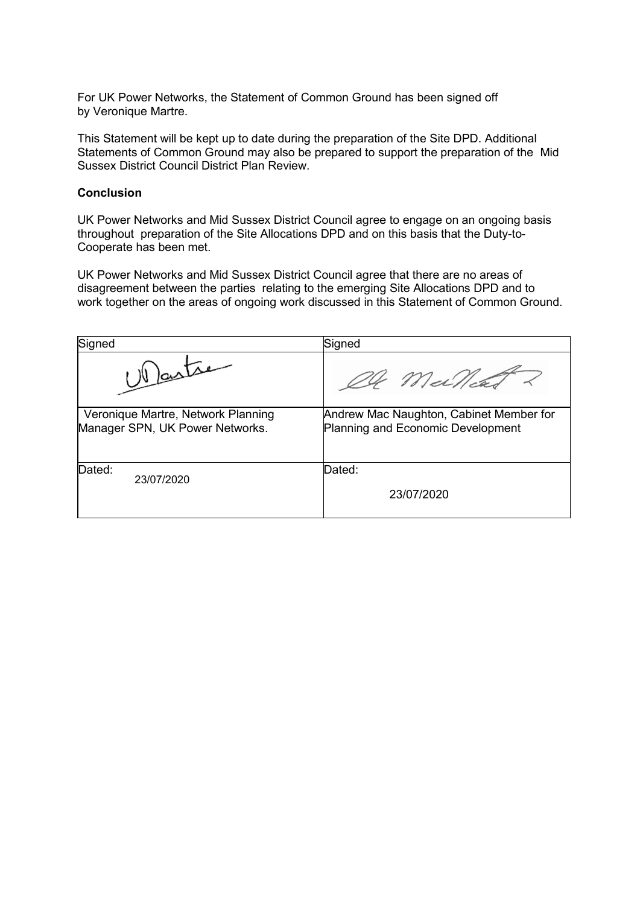For UK Power Networks, the Statement of Common Ground has been signed off by Veronique Martre.

This Statement will be kept up to date during the preparation of the Site DPD. Additional Statements of Common Ground may also be prepared to support the preparation of the Mid Sussex District Council District Plan Review.

**Conclusion**

UK Power Networks and Mid Sussex District Council agree to engage on an ongoing basis throughout preparation of the Site Allocations DPD and on this basis that the Duty-to-Cooperate has been met.

UK Power Networks and Mid Sussex District Council agree that there are no areas of disagreement between the parties relating to the emerging Site Allocations DPD and to work together on the areas of ongoing work discussed in this Statement of Common Ground.

| Signed | Signed |
| --- | --- |
| | |
| Veronique Martre, Network Planning Manager SPN, UK Power Networks. | Andrew Mac Naughton, Cabinet Member for Planning and Economic Development |
| Dated: 23/07/2020 | Dated: 23/07/2020 |